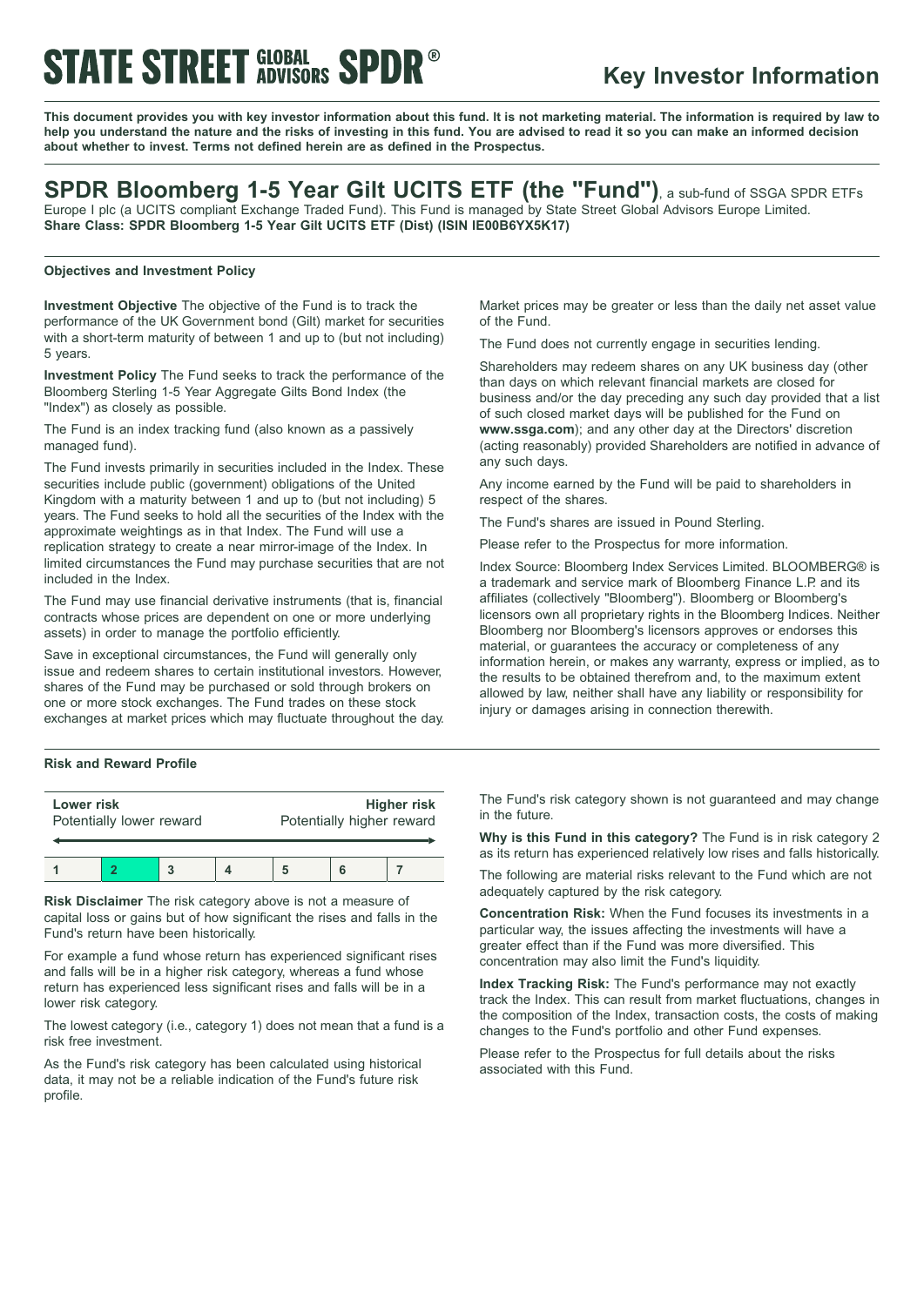# STATE STREET GLOBAL ADVISORS SPDR®

## Key Investor Information

**This document provides you with key investor information about this fund. It is not marketing material. The information is required by law to help you understand the nature and the risks of investing in this fund. You are advised to read it so you can make an informed decision about whether to invest. Terms not defined herein are as defined in the Prospectus.**

## SPDR Bloomberg 1-5 Year Gilt UCITS ETF (the "Fund"), a sub-fund of SSGA SPDR ETFs Europe I plc (a UCITS compliant Exchange Traded Fund). This Fund is managed by State Street Global Advisors Europe Limited.

**Share Class: SPDR Bloomberg 1-5 Year Gilt UCITS ETF (Dist) (ISIN IE00B6YX5K17)**

### Objectives and Investment Policy

**Investment Objective** The objective of the Fund is to track the performance of the UK Government bond (Gilt) market for securities with a short-term maturity of between 1 and up to (but not including) 5 years.

**Investment Policy** The Fund seeks to track the performance of the Bloomberg Sterling 1-5 Year Aggregate Gilts Bond Index (the "Index") as closely as possible.

The Fund is an index tracking fund (also known as a passively managed fund).

The Fund invests primarily in securities included in the Index. These securities include public (government) obligations of the United Kingdom with a maturity between 1 and up to (but not including) 5 years. The Fund seeks to hold all the securities of the Index with the approximate weightings as in that Index. The Fund will use a replication strategy to create a near mirror-image of the Index. In limited circumstances the Fund may purchase securities that are not included in the Index.

The Fund may use financial derivative instruments (that is, financial contracts whose prices are dependent on one or more underlying assets) in order to manage the portfolio efficiently.

Save in exceptional circumstances, the Fund will generally only issue and redeem shares to certain institutional investors. However, shares of the Fund may be purchased or sold through brokers on one or more stock exchanges. The Fund trades on these stock exchanges at market prices which may fluctuate throughout the day.

Market prices may be greater or less than the daily net asset value of the Fund.

The Fund does not currently engage in securities lending.

Shareholders may redeem shares on any UK business day (other than days on which relevant financial markets are closed for business and/or the day preceding any such day provided that a list of such closed market days will be published for the Fund on **www.ssga.com**); and any other day at the Directors' discretion (acting reasonably) provided Shareholders are notified in advance of any such days.

Any income earned by the Fund will be paid to shareholders in respect of the shares.

The Fund's shares are issued in Pound Sterling.

Please refer to the Prospectus for more information.

Index Source: Bloomberg Index Services Limited. BLOOMBERG® is a trademark and service mark of Bloomberg Finance L.P. and its affiliates (collectively "Bloomberg"). Bloomberg or Bloomberg's licensors own all proprietary rights in the Bloomberg Indices. Neither Bloomberg nor Bloomberg's licensors approves or endorses this material, or guarantees the accuracy or completeness of any information herein, or makes any warranty, express or implied, as to the results to be obtained therefrom and, to the maximum extent allowed by law, neither shall have any liability or responsibility for injury or damages arising in connection therewith.

### Risk and Reward Profile

**Lower risk** Potentially lower reward — **Higher risk** Potentially higher reward

| 1 | **2** | 3 | 4 | 5 | 6 | 7 |
|---|---|---|---|---|---|---|

**Risk Disclaimer** The risk category above is not a measure of capital loss or gains but of how significant the rises and falls in the Fund's return have been historically.

For example a fund whose return has experienced significant rises and falls will be in a higher risk category, whereas a fund whose return has experienced less significant rises and falls will be in a lower risk category.

The lowest category (i.e., category 1) does not mean that a fund is a risk free investment.

As the Fund's risk category has been calculated using historical data, it may not be a reliable indication of the Fund's future risk profile.

The Fund's risk category shown is not guaranteed and may change in the future.

**Why is this Fund in this category?** The Fund is in risk category 2 as its return has experienced relatively low rises and falls historically.

The following are material risks relevant to the Fund which are not adequately captured by the risk category.

**Concentration Risk:** When the Fund focuses its investments in a particular way, the issues affecting the investments will have a greater effect than if the Fund was more diversified. This concentration may also limit the Fund's liquidity.

**Index Tracking Risk:** The Fund's performance may not exactly track the Index. This can result from market fluctuations, changes in the composition of the Index, transaction costs, the costs of making changes to the Fund's portfolio and other Fund expenses.

Please refer to the Prospectus for full details about the risks associated with this Fund.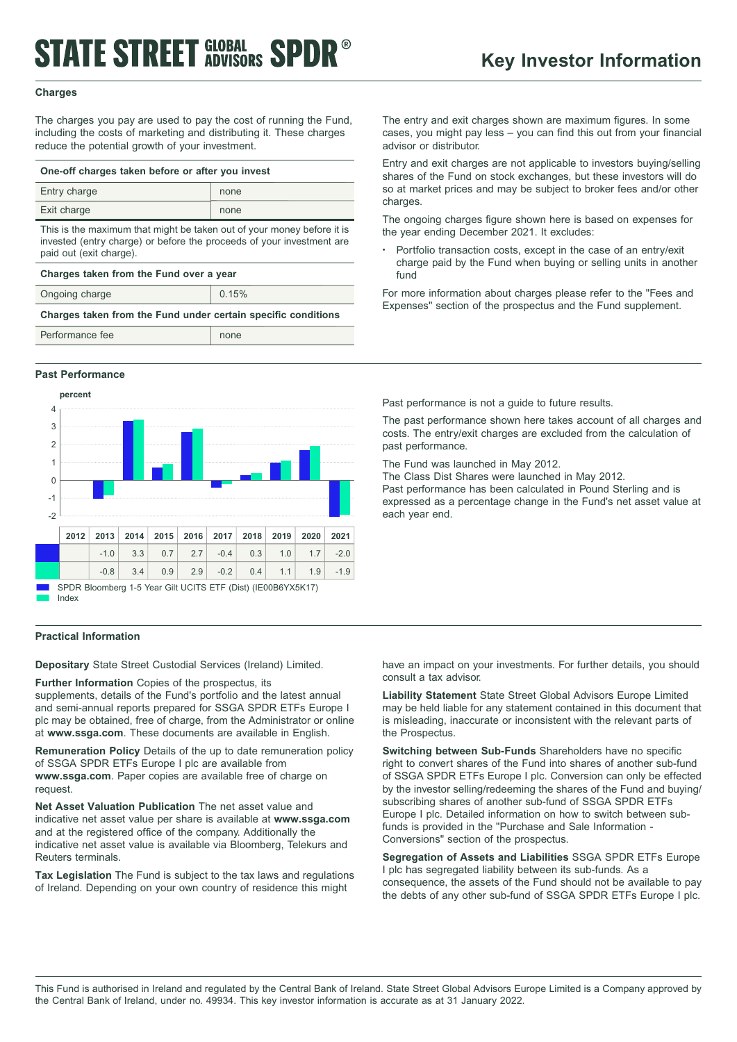# Key Investor Information

## Charges

The charges you pay are used to pay the cost of running the Fund, including the costs of marketing and distributing it. These charges reduce the potential growth of your investment.

| One-off charges taken before or after you invest | |
|---|---|
| Entry charge | none |
| Exit charge | none |

This is the maximum that might be taken out of your money before it is invested (entry charge) or before the proceeds of your investment are paid out (exit charge).

| Charges taken from the Fund over a year | |
|---|---|
| Ongoing charge | 0.15% |

| Charges taken from the Fund under certain specific conditions | |
|---|---|
| Performance fee | none |

The entry and exit charges shown are maximum figures. In some cases, you might pay less – you can find this out from your financial advisor or distributor.

Entry and exit charges are not applicable to investors buying/selling shares of the Fund on stock exchanges, but these investors will do so at market prices and may be subject to broker fees and/or other charges.

The ongoing charges figure shown here is based on expenses for the year ending December 2021. It excludes:

- Portfolio transaction costs, except in the case of an entry/exit charge paid by the Fund when buying or selling units in another fund

For more information about charges please refer to the "Fees and Expenses" section of the prospectus and the Fund supplement.

## Past Performance

percent

4
3
2
1
0
-1
-2

2012 2013 2014 2015 2016 2017 2018 2019 2020 2021

SPDR Bloomberg 1-5 Year Gilt UCITS ETF (Dist) (IE00B6YX5K17): -1.0 3.3 0.7 2.7 -0.4 0.3 1.0 1.7 -2.0

Index: -0.8 3.4 0.9 2.9 -0.2 0.4 1.1 1.9 -1.9

Past performance is not a guide to future results.

The past performance shown here takes account of all charges and costs. The entry/exit charges are excluded from the calculation of past performance.

The Fund was launched in May 2012.
The Class Dist Shares were launched in May 2012.
Past performance has been calculated in Pound Sterling and is expressed as a percentage change in the Fund's net asset value at each year end.

## Practical Information

**Depositary** State Street Custodial Services (Ireland) Limited.

**Further Information** Copies of the prospectus, its supplements, details of the Fund's portfolio and the latest annual and semi-annual reports prepared for SSGA SPDR ETFs Europe I plc may be obtained, free of charge, from the Administrator or online at **www.ssga.com**. These documents are available in English.

**Remuneration Policy** Details of the up to date remuneration policy of SSGA SPDR ETFs Europe I plc are available from **www.ssga.com**. Paper copies are available free of charge on request.

**Net Asset Valuation Publication** The net asset value and indicative net asset value per share is available at **www.ssga.com** and at the registered office of the company. Additionally the indicative net asset value is available via Bloomberg, Telekurs and Reuters terminals.

**Tax Legislation** The Fund is subject to the tax laws and regulations of Ireland. Depending on your own country of residence this might have an impact on your investments. For further details, you should consult a tax advisor.

**Liability Statement** State Street Global Advisors Europe Limited may be held liable for any statement contained in this document that is misleading, inaccurate or inconsistent with the relevant parts of the Prospectus.

**Switching between Sub-Funds** Shareholders have no specific right to convert shares of the Fund into shares of another sub-fund of SSGA SPDR ETFs Europe I plc. Conversion can only be effected by the investor selling/redeeming the shares of the Fund and buying/subscribing shares of another sub-fund of SSGA SPDR ETFs Europe I plc. Detailed information on how to switch between sub-funds is provided in the "Purchase and Sale Information - Conversions" section of the prospectus.

**Segregation of Assets and Liabilities** SSGA SPDR ETFs Europe I plc has segregated liability between its sub-funds. As a consequence, the assets of the Fund should not be available to pay the debts of any other sub-fund of SSGA SPDR ETFs Europe I plc.

This Fund is authorised in Ireland and regulated by the Central Bank of Ireland. State Street Global Advisors Europe Limited is a Company approved by the Central Bank of Ireland, under no. 49934. This key investor information is accurate as at 31 January 2022.